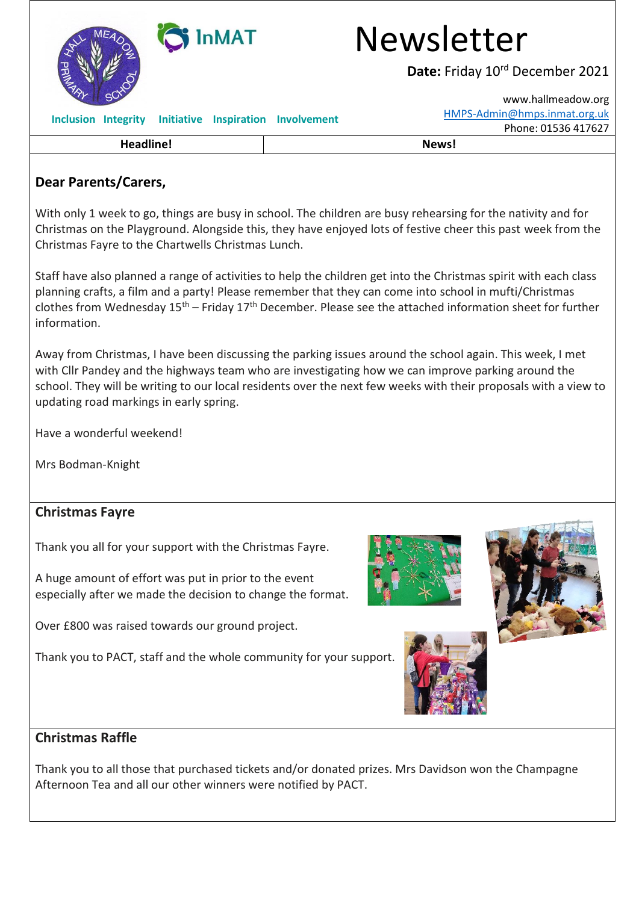# Newsletter

**Date:** Friday 10rd December 2021

www.hallmeadow.org
HMPS-Admin@hmps.inmat.org.uk
Phone: 01536 417627

**Inclusion Integrity Initiative Inspiration Involvement**

| Headline! | News! |
|---|---|

## Dear Parents/Carers,

With only 1 week to go, things are busy in school. The children are busy rehearsing for the nativity and for Christmas on the Playground. Alongside this, they have enjoyed lots of festive cheer this past week from the Christmas Fayre to the Chartwells Christmas Lunch.

Staff have also planned a range of activities to help the children get into the Christmas spirit with each class planning crafts, a film and a party! Please remember that they can come into school in mufti/Christmas clothes from Wednesday 15th – Friday 17th December. Please see the attached information sheet for further information.

Away from Christmas, I have been discussing the parking issues around the school again. This week, I met with Cllr Pandey and the highways team who are investigating how we can improve parking around the school. They will be writing to our local residents over the next few weeks with their proposals with a view to updating road markings in early spring.

Have a wonderful weekend!

Mrs Bodman-Knight

## Christmas Fayre

Thank you all for your support with the Christmas Fayre.

A huge amount of effort was put in prior to the event especially after we made the decision to change the format.

Over £800 was raised towards our ground project.

Thank you to PACT, staff and the whole community for your support.

## Christmas Raffle

Thank you to all those that purchased tickets and/or donated prizes. Mrs Davidson won the Champagne Afternoon Tea and all our other winners were notified by PACT.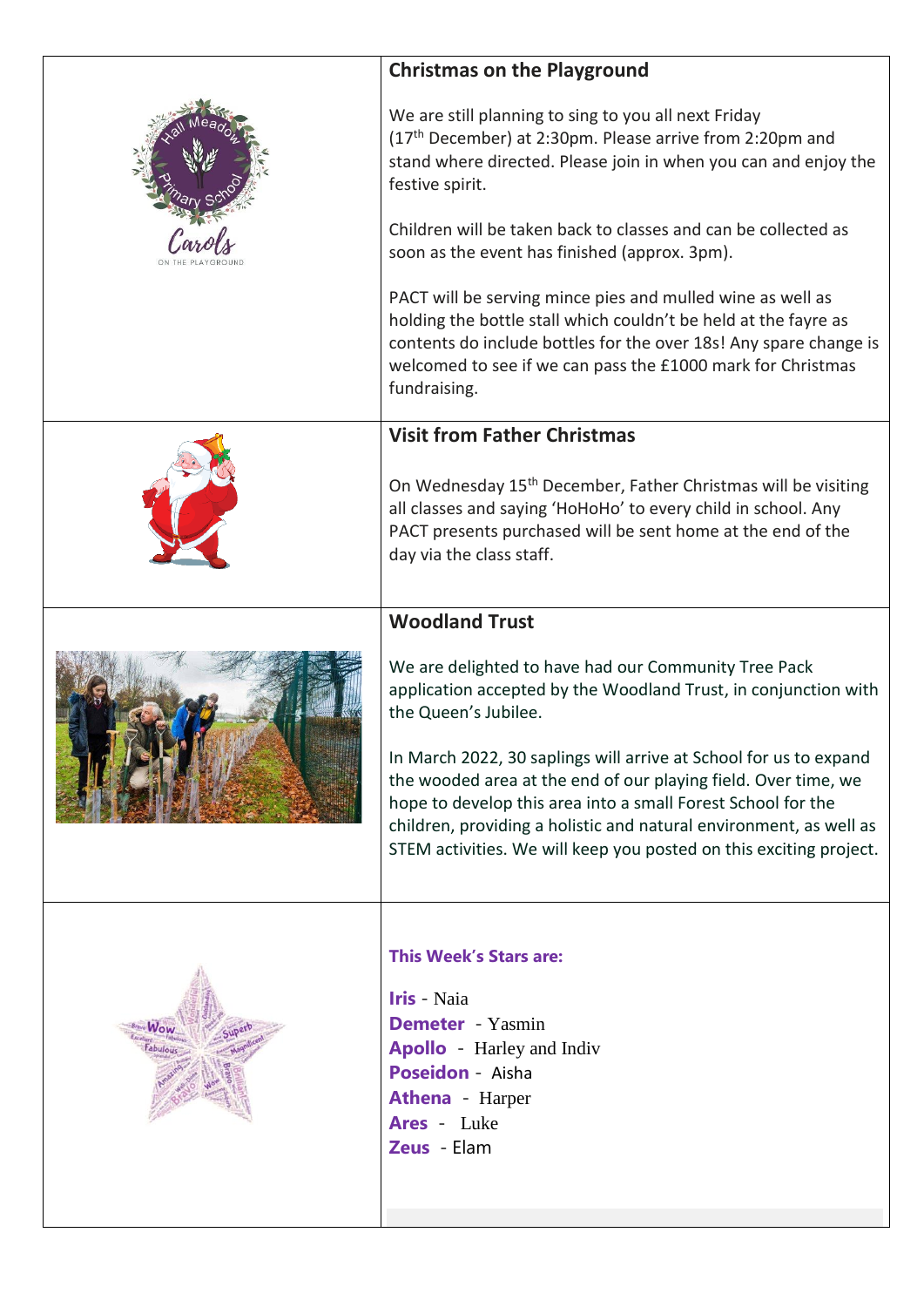## Christmas on the Playground

We are still planning to sing to you all next Friday (17th December) at 2:30pm. Please arrive from 2:20pm and stand where directed. Please join in when you can and enjoy the festive spirit.

Children will be taken back to classes and can be collected as soon as the event has finished (approx. 3pm).

PACT will be serving mince pies and mulled wine as well as holding the bottle stall which couldn't be held at the fayre as contents do include bottles for the over 18s! Any spare change is welcomed to see if we can pass the £1000 mark for Christmas fundraising.

## Visit from Father Christmas

On Wednesday 15th December, Father Christmas will be visiting all classes and saying 'HoHoHo' to every child in school. Any PACT presents purchased will be sent home at the end of the day via the class staff.

## Woodland Trust

We are delighted to have had our Community Tree Pack application accepted by the Woodland Trust, in conjunction with the Queen's Jubilee.

In March 2022, 30 saplings will arrive at School for us to expand the wooded area at the end of our playing field. Over time, we hope to develop this area into a small Forest School for the children, providing a holistic and natural environment, as well as STEM activities. We will keep you posted on this exciting project.

### This Week's Stars are:

**Iris** - Naia
**Demeter** - Yasmin
**Apollo** - Harley and Indiv
**Poseidon** - Aisha
**Athena** - Harper
**Ares** - Luke
**Zeus** - Elam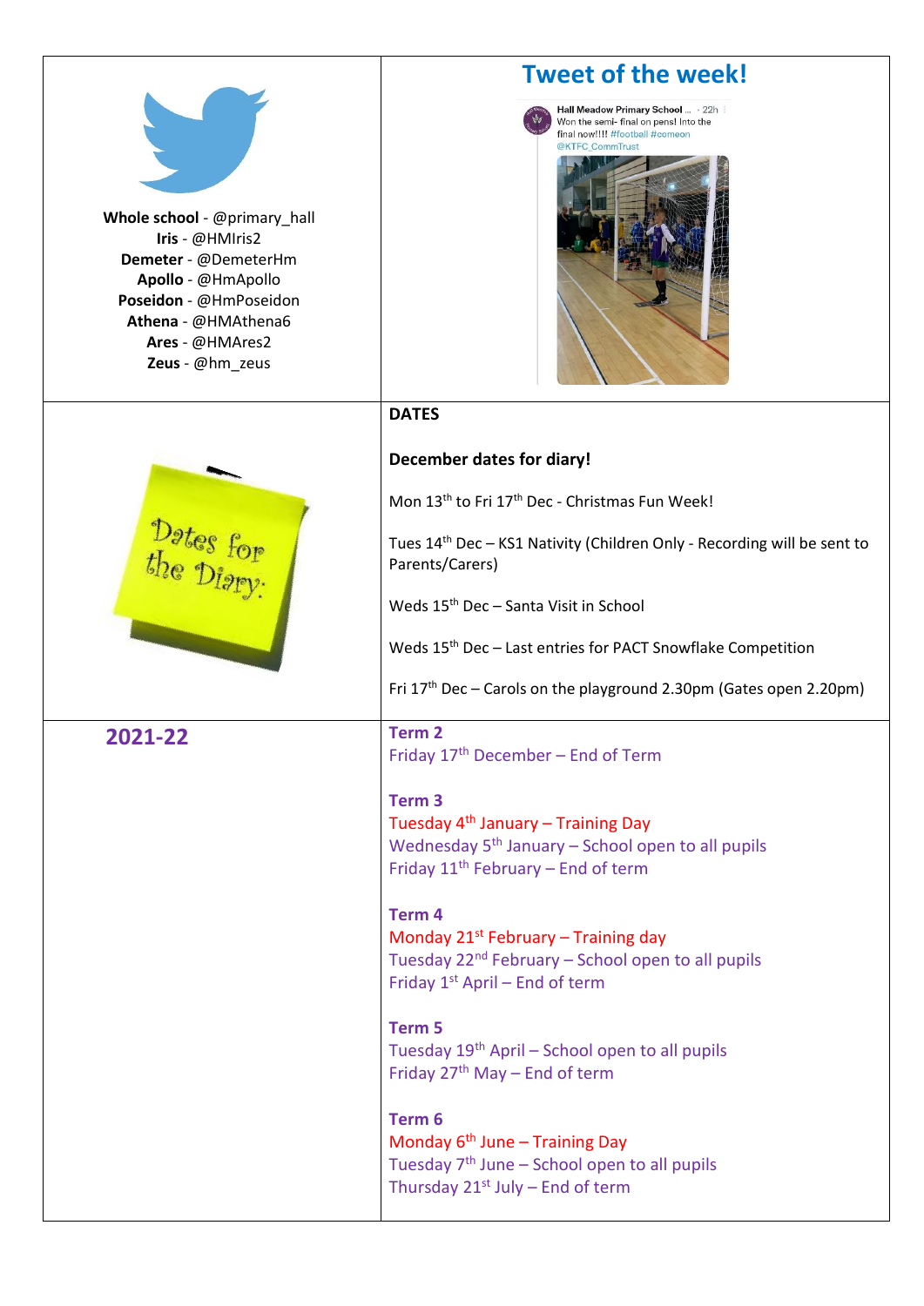**Whole school** - @primary_hall
**Iris** - @HMIris2
**Demeter** - @DemeterHm
**Apollo** - @HmApollo
**Poseidon** - @HmPoseidon
**Athena** - @HMAthena6
**Ares** - @HMAres2
**Zeus** - @hm_zeus

## Tweet of the week!

Hall Meadow Primary School ... · 22h
Won the semi- final on pens! Into the final now!!!! #football #comeon @KTFC_CommTrust

Dates for the Diary:

**DATES**

**December dates for diary!**

Mon 13th to Fri 17th Dec - Christmas Fun Week!

Tues 14th Dec – KS1 Nativity (Children Only - Recording will be sent to Parents/Carers)

Weds 15th Dec – Santa Visit in School

Weds 15th Dec – Last entries for PACT Snowflake Competition

Fri 17th Dec – Carols on the playground 2.30pm (Gates open 2.20pm)

## 2021-22

**Term 2**
Friday 17th December – End of Term

**Term 3**
Tuesday 4th January – Training Day
Wednesday 5th January – School open to all pupils
Friday 11th February – End of term

**Term 4**
Monday 21st February – Training day
Tuesday 22nd February – School open to all pupils
Friday 1st April – End of term

**Term 5**
Tuesday 19th April – School open to all pupils
Friday 27th May – End of term

**Term 6**
Monday 6th June – Training Day
Tuesday 7th June – School open to all pupils
Thursday 21st July – End of term